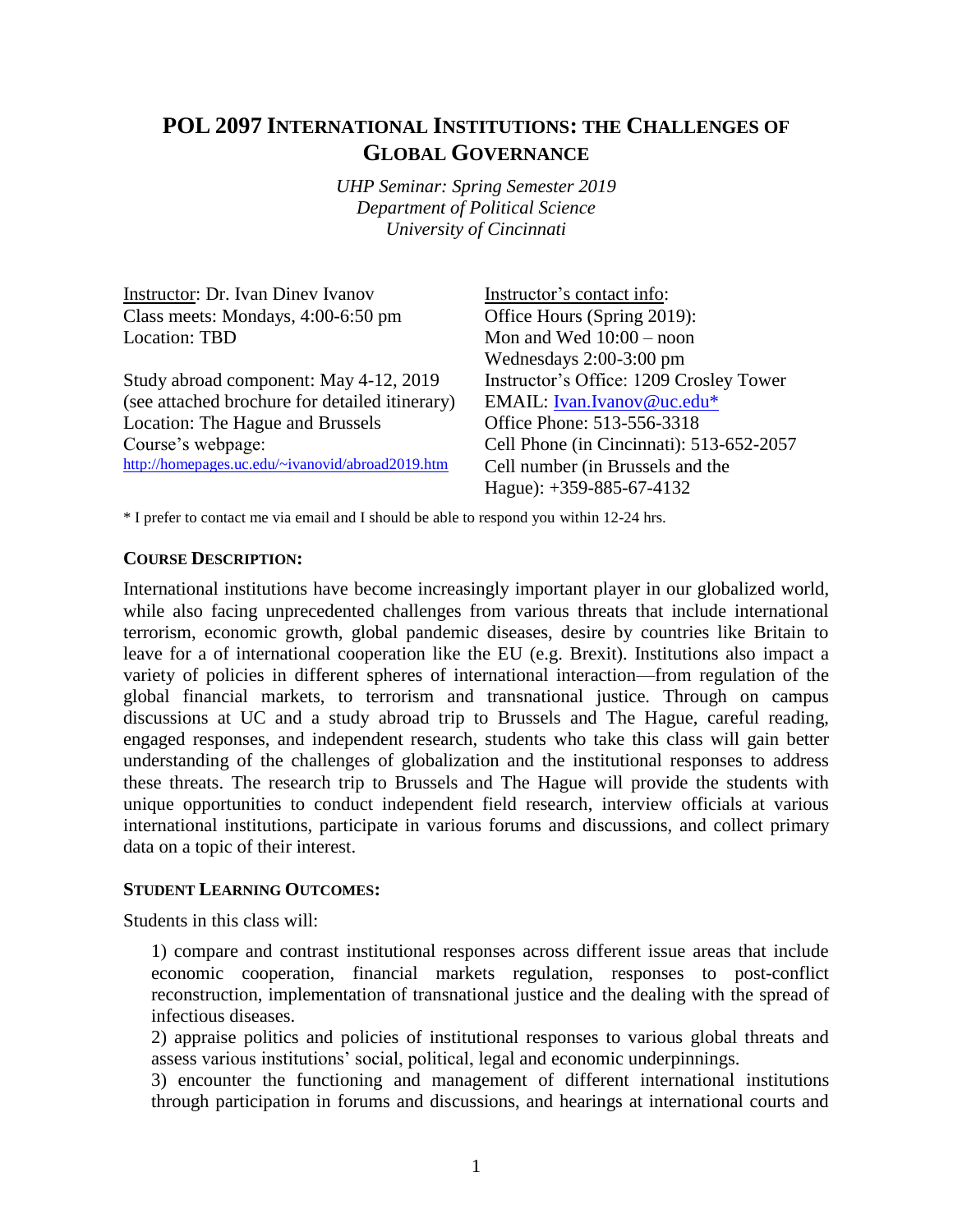# POL 2097 INTERNATIONAL INSTITUTIONS: THE CHALLENGES OF GLOBAL GOVERNANCE

*UHP Seminar: Spring Semester 2019*
*Department of Political Science*
*University of Cincinnati*

Instructor: Dr. Ivan Dinev Ivanov
Class meets: Mondays, 4:00-6:50 pm
Location: TBD

Study abroad component: May 4-12, 2019
(see attached brochure for detailed itinerary)
Location: The Hague and Brussels
Course's webpage:
http://homepages.uc.edu/~ivanovid/abroad2019.htm

Instructor's contact info:
Office Hours (Spring 2019):
Mon and Wed 10:00 – noon
Wednesdays 2:00-3:00 pm
Instructor's Office: 1209 Crosley Tower
EMAIL: Ivan.Ivanov@uc.edu*
Office Phone: 513-556-3318
Cell Phone (in Cincinnati): 513-652-2057
Cell number (in Brussels and the Hague): +359-885-67-4132

* I prefer to contact me via email and I should be able to respond you within 12-24 hrs.

### COURSE DESCRIPTION:

International institutions have become increasingly important player in our globalized world, while also facing unprecedented challenges from various threats that include international terrorism, economic growth, global pandemic diseases, desire by countries like Britain to leave for a of international cooperation like the EU (e.g. Brexit). Institutions also impact a variety of policies in different spheres of international interaction—from regulation of the global financial markets, to terrorism and transnational justice. Through on campus discussions at UC and a study abroad trip to Brussels and The Hague, careful reading, engaged responses, and independent research, students who take this class will gain better understanding of the challenges of globalization and the institutional responses to address these threats. The research trip to Brussels and The Hague will provide the students with unique opportunities to conduct independent field research, interview officials at various international institutions, participate in various forums and discussions, and collect primary data on a topic of their interest.

### STUDENT LEARNING OUTCOMES:

Students in this class will:

1) compare and contrast institutional responses across different issue areas that include economic cooperation, financial markets regulation, responses to post-conflict reconstruction, implementation of transnational justice and the dealing with the spread of infectious diseases.
2) appraise politics and policies of institutional responses to various global threats and assess various institutions' social, political, legal and economic underpinnings.
3) encounter the functioning and management of different international institutions through participation in forums and discussions, and hearings at international courts and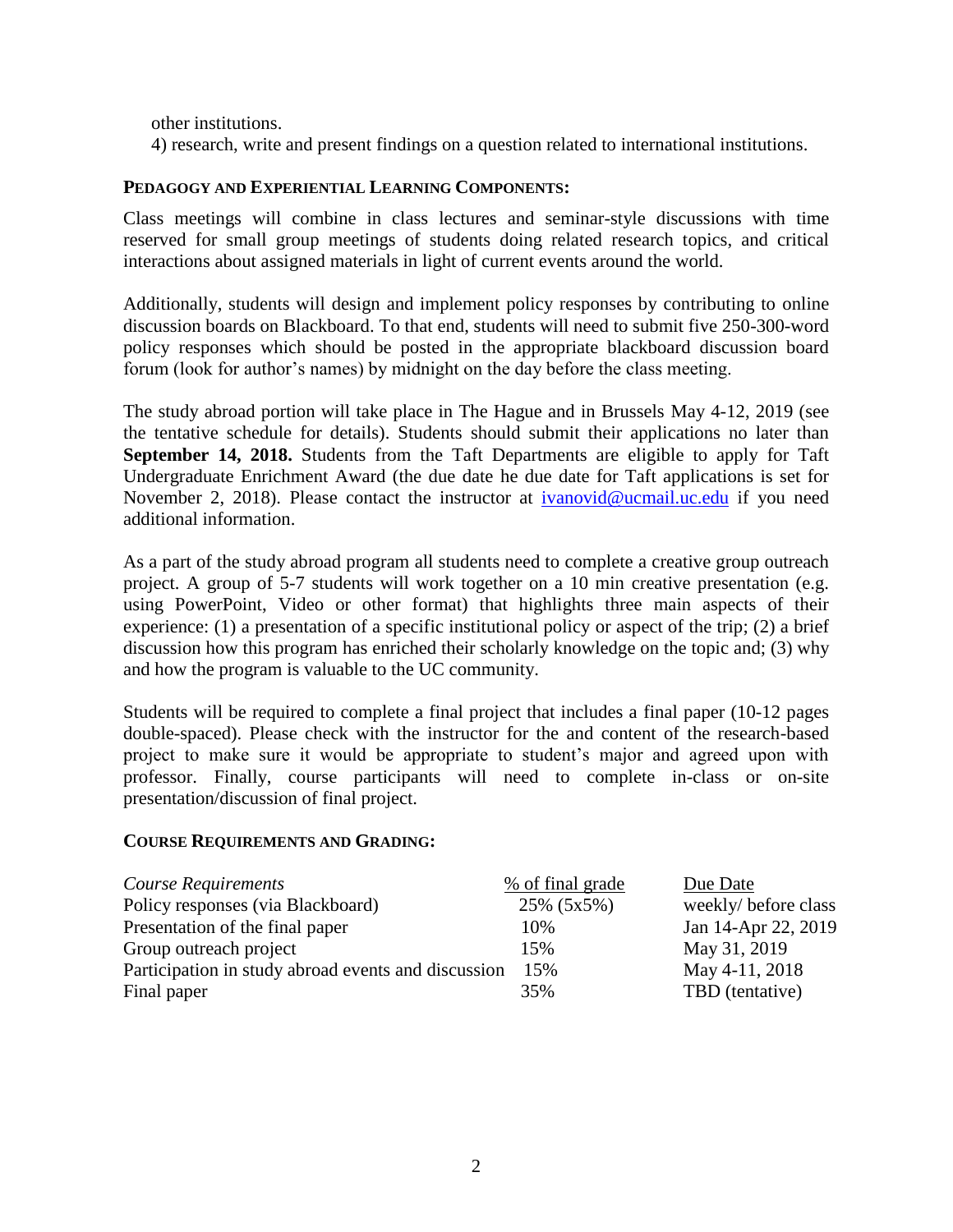other institutions.

4) research, write and present findings on a question related to international institutions.

**PEDAGOGY AND EXPERIENTIAL LEARNING COMPONENTS:**

Class meetings will combine in class lectures and seminar-style discussions with time reserved for small group meetings of students doing related research topics, and critical interactions about assigned materials in light of current events around the world.

Additionally, students will design and implement policy responses by contributing to online discussion boards on Blackboard. To that end, students will need to submit five 250-300-word policy responses which should be posted in the appropriate blackboard discussion board forum (look for author's names) by midnight on the day before the class meeting.

The study abroad portion will take place in The Hague and in Brussels May 4-12, 2019 (see the tentative schedule for details). Students should submit their applications no later than **September 14, 2018.** Students from the Taft Departments are eligible to apply for Taft Undergraduate Enrichment Award (the due date he due date for Taft applications is set for November 2, 2018). Please contact the instructor at [ivanovid@ucmail.uc.edu](mailto:ivanovid@ucmail.uc.edu) if you need additional information.

As a part of the study abroad program all students need to complete a creative group outreach project. A group of 5-7 students will work together on a 10 min creative presentation (e.g. using PowerPoint, Video or other format) that highlights three main aspects of their experience: (1) a presentation of a specific institutional policy or aspect of the trip; (2) a brief discussion how this program has enriched their scholarly knowledge on the topic and; (3) why and how the program is valuable to the UC community.

Students will be required to complete a final project that includes a final paper (10-12 pages double-spaced). Please check with the instructor for the and content of the research-based project to make sure it would be appropriate to student's major and agreed upon with professor. Finally, course participants will need to complete in-class or on-site presentation/discussion of final project.

**COURSE REQUIREMENTS AND GRADING:**

| *Course Requirements* | % of final grade | Due Date |
|---|---|---|
| Policy responses (via Blackboard) | 25% (5x5%) | weekly/ before class |
| Presentation of the final paper | 10% | Jan 14-Apr 22, 2019 |
| Group outreach project | 15% | May 31, 2019 |
| Participation in study abroad events and discussion | 15% | May 4-11, 2018 |
| Final paper | 35% | TBD (tentative) |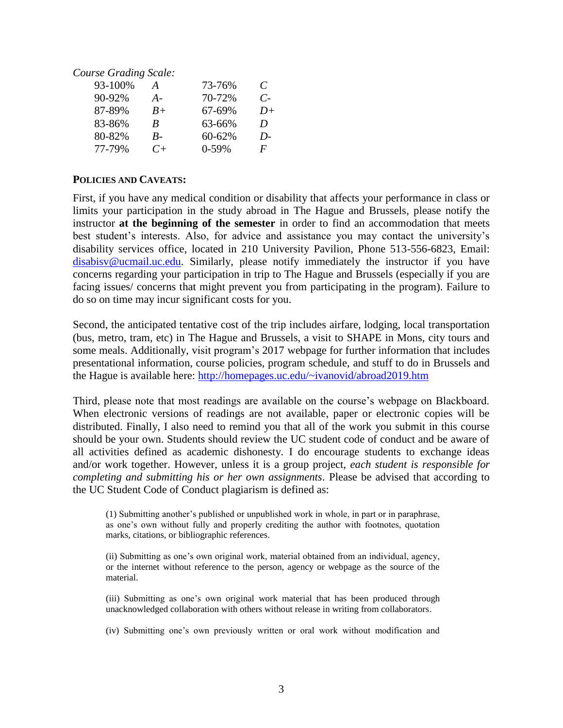*Course Grading Scale:*

| | | | |
|---|---|---|---|
| 93-100% | *A* | 73-76% | *C* |
| 90-92% | *A-* | 70-72% | *C-* |
| 87-89% | *B+* | 67-69% | *D+* |
| 83-86% | *B* | 63-66% | *D* |
| 80-82% | *B-* | 60-62% | *D-* |
| 77-79% | *C+* | 0-59% | *F* |

**POLICIES AND CAVEATS:**

First, if you have any medical condition or disability that affects your performance in class or limits your participation in the study abroad in The Hague and Brussels, please notify the instructor **at the beginning of the semester** in order to find an accommodation that meets best student's interests. Also, for advice and assistance you may contact the university's disability services office, located in 210 University Pavilion, Phone 513-556-6823, Email: disabisv@ucmail.uc.edu. Similarly, please notify immediately the instructor if you have concerns regarding your participation in trip to The Hague and Brussels (especially if you are facing issues/ concerns that might prevent you from participating in the program). Failure to do so on time may incur significant costs for you.

Second, the anticipated tentative cost of the trip includes airfare, lodging, local transportation (bus, metro, tram, etc) in The Hague and Brussels, a visit to SHAPE in Mons, city tours and some meals. Additionally, visit program's 2017 webpage for further information that includes presentational information, course policies, program schedule, and stuff to do in Brussels and the Hague is available here: http://homepages.uc.edu/~ivanovid/abroad2019.htm

Third, please note that most readings are available on the course's webpage on Blackboard. When electronic versions of readings are not available, paper or electronic copies will be distributed. Finally, I also need to remind you that all of the work you submit in this course should be your own. Students should review the UC student code of conduct and be aware of all activities defined as academic dishonesty. I do encourage students to exchange ideas and/or work together. However, unless it is a group project, *each student is responsible for completing and submitting his or her own assignments*. Please be advised that according to the UC Student Code of Conduct plagiarism is defined as:

> (1) Submitting another's published or unpublished work in whole, in part or in paraphrase, as one's own without fully and properly crediting the author with footnotes, quotation marks, citations, or bibliographic references.
>
> (ii) Submitting as one's own original work, material obtained from an individual, agency, or the internet without reference to the person, agency or webpage as the source of the material.
>
> (iii) Submitting as one's own original work material that has been produced through unacknowledged collaboration with others without release in writing from collaborators.
>
> (iv) Submitting one's own previously written or oral work without modification and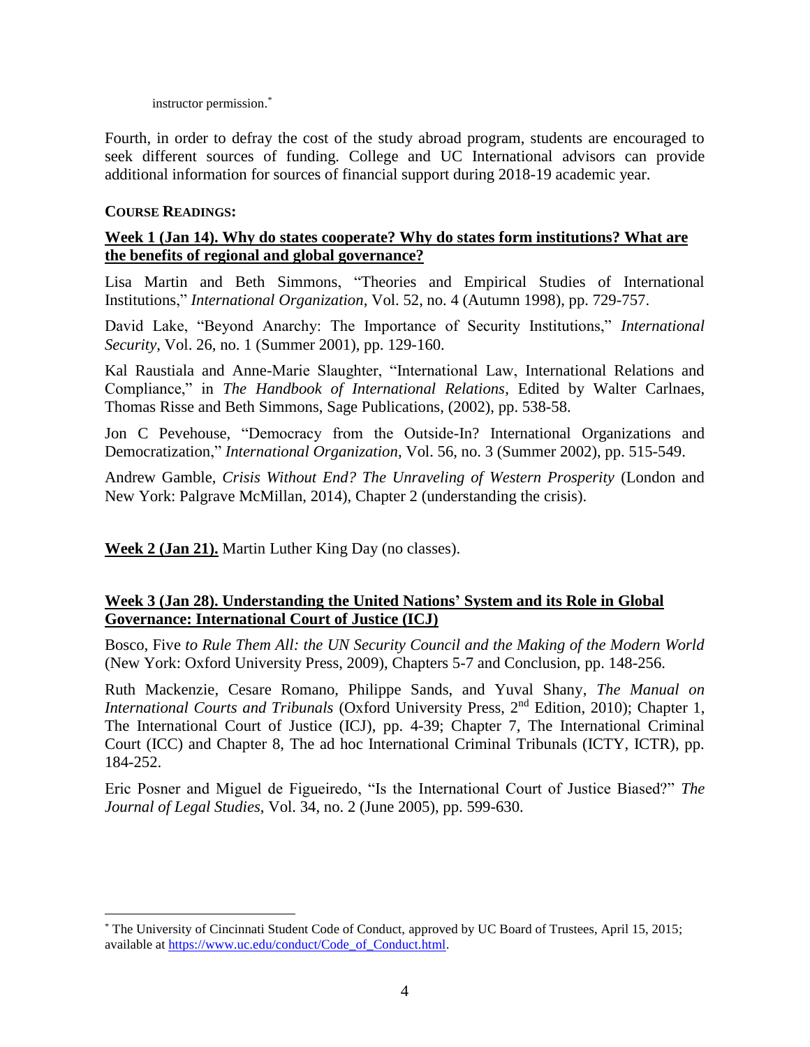instructor permission.*

Fourth, in order to defray the cost of the study abroad program, students are encouraged to seek different sources of funding. College and UC International advisors can provide additional information for sources of financial support during 2018-19 academic year.

**COURSE READINGS:**

**Week 1 (Jan 14). Why do states cooperate? Why do states form institutions? What are the benefits of regional and global governance?**

Lisa Martin and Beth Simmons, "Theories and Empirical Studies of International Institutions," *International Organization*, Vol. 52, no. 4 (Autumn 1998), pp. 729-757.

David Lake, "Beyond Anarchy: The Importance of Security Institutions," *International Security*, Vol. 26, no. 1 (Summer 2001), pp. 129-160.

Kal Raustiala and Anne-Marie Slaughter, "International Law, International Relations and Compliance," in *The Handbook of International Relations*, Edited by Walter Carlnaes, Thomas Risse and Beth Simmons, Sage Publications, (2002), pp. 538-58.

Jon C Pevehouse, "Democracy from the Outside-In? International Organizations and Democratization," *International Organization*, Vol. 56, no. 3 (Summer 2002), pp. 515-549.

Andrew Gamble, *Crisis Without End? The Unraveling of Western Prosperity* (London and New York: Palgrave McMillan, 2014), Chapter 2 (understanding the crisis).

**Week 2 (Jan 21).** Martin Luther King Day (no classes).

**Week 3 (Jan 28). Understanding the United Nations' System and its Role in Global Governance: International Court of Justice (ICJ)**

Bosco, Five *to Rule Them All: the UN Security Council and the Making of the Modern World* (New York: Oxford University Press, 2009), Chapters 5-7 and Conclusion, pp. 148-256.

Ruth Mackenzie, Cesare Romano, Philippe Sands, and Yuval Shany, *The Manual on International Courts and Tribunals* (Oxford University Press, 2nd Edition, 2010); Chapter 1, The International Court of Justice (ICJ), pp. 4-39; Chapter 7, The International Criminal Court (ICC) and Chapter 8, The ad hoc International Criminal Tribunals (ICTY, ICTR), pp. 184-252.

Eric Posner and Miguel de Figueiredo, "Is the International Court of Justice Biased?" *The Journal of Legal Studies*, Vol. 34, no. 2 (June 2005), pp. 599-630.

---

* The University of Cincinnati Student Code of Conduct, approved by UC Board of Trustees, April 15, 2015; available at [https://www.uc.edu/conduct/Code_of_Conduct.html](https://www.uc.edu/conduct/Code_of_Conduct.html).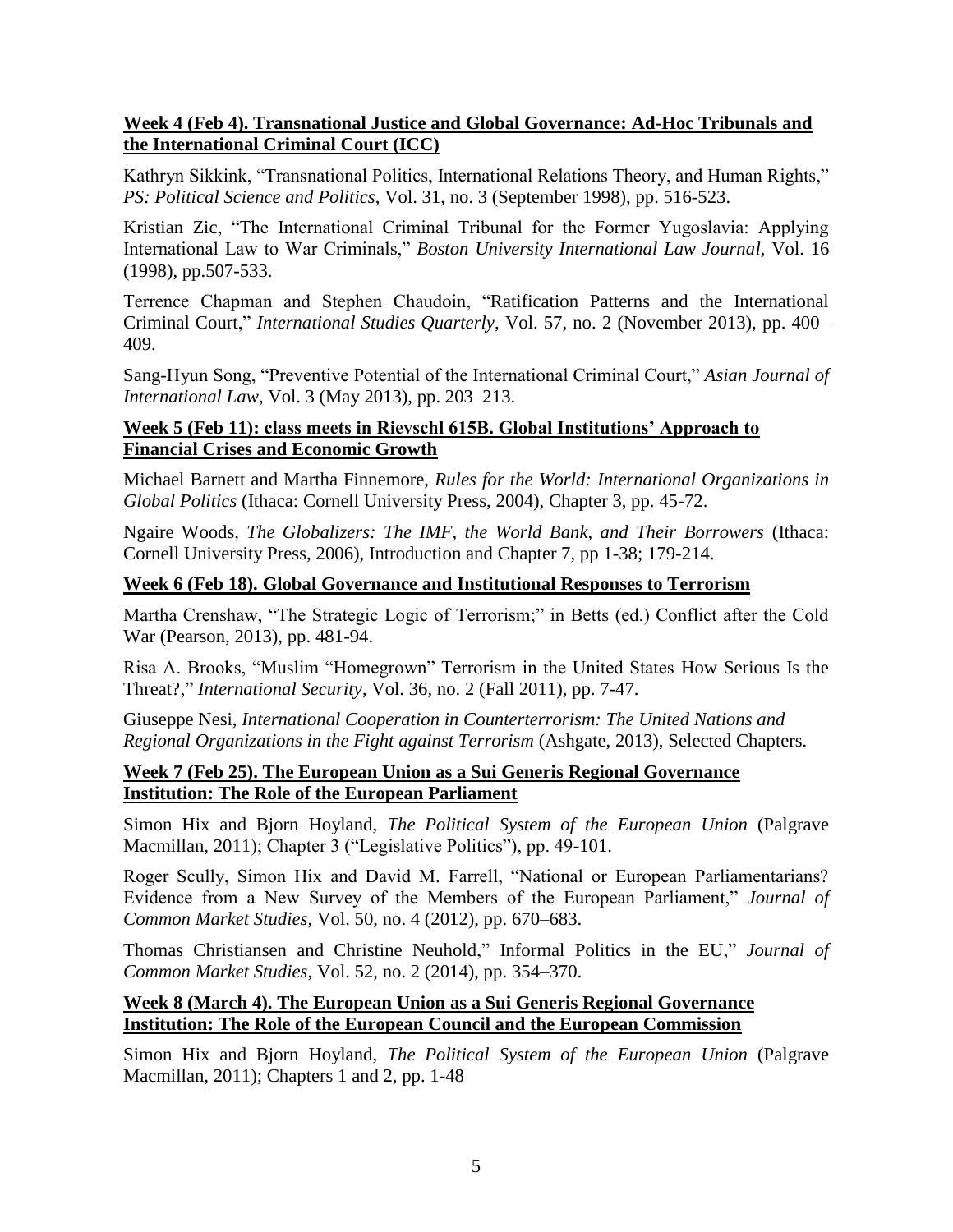**Week 4 (Feb 4). Transnational Justice and Global Governance: Ad-Hoc Tribunals and the International Criminal Court (ICC)**

Kathryn Sikkink, "Transnational Politics, International Relations Theory, and Human Rights," *PS: Political Science and Politics*, Vol. 31, no. 3 (September 1998), pp. 516-523.

Kristian Zic, "The International Criminal Tribunal for the Former Yugoslavia: Applying International Law to War Criminals," *Boston University International Law Journal*, Vol. 16 (1998), pp.507-533.

Terrence Chapman and Stephen Chaudoin, "Ratification Patterns and the International Criminal Court," *International Studies Quarterly*, Vol. 57, no. 2 (November 2013), pp. 400–409.

Sang-Hyun Song, "Preventive Potential of the International Criminal Court," *Asian Journal of International Law*, Vol. 3 (May 2013), pp. 203–213.

**Week 5 (Feb 11): class meets in Rievschl 615B. Global Institutions' Approach to Financial Crises and Economic Growth**

Michael Barnett and Martha Finnemore, *Rules for the World: International Organizations in Global Politics* (Ithaca: Cornell University Press, 2004), Chapter 3, pp. 45-72.

Ngaire Woods, *The Globalizers: The IMF, the World Bank, and Their Borrowers* (Ithaca: Cornell University Press, 2006), Introduction and Chapter 7, pp 1-38; 179-214.

**Week 6 (Feb 18). Global Governance and Institutional Responses to Terrorism**

Martha Crenshaw, "The Strategic Logic of Terrorism;" in Betts (ed.) Conflict after the Cold War (Pearson, 2013), pp. 481-94.

Risa A. Brooks, "Muslim "Homegrown" Terrorism in the United States How Serious Is the Threat?," *International Security*, Vol. 36, no. 2 (Fall 2011), pp. 7-47.

Giuseppe Nesi, *International Cooperation in Counterterrorism: The United Nations and Regional Organizations in the Fight against Terrorism* (Ashgate, 2013), Selected Chapters.

**Week 7 (Feb 25). The European Union as a Sui Generis Regional Governance Institution: The Role of the European Parliament**

Simon Hix and Bjorn Hoyland, *The Political System of the European Union* (Palgrave Macmillan, 2011); Chapter 3 ("Legislative Politics"), pp. 49-101.

Roger Scully, Simon Hix and David M. Farrell, "National or European Parliamentarians? Evidence from a New Survey of the Members of the European Parliament," *Journal of Common Market Studies*, Vol. 50, no. 4 (2012), pp. 670–683.

Thomas Christiansen and Christine Neuhold," Informal Politics in the EU," *Journal of Common Market Studies*, Vol. 52, no. 2 (2014), pp. 354–370.

**Week 8 (March 4). The European Union as a Sui Generis Regional Governance Institution: The Role of the European Council and the European Commission**

Simon Hix and Bjorn Hoyland, *The Political System of the European Union* (Palgrave Macmillan, 2011); Chapters 1 and 2, pp. 1-48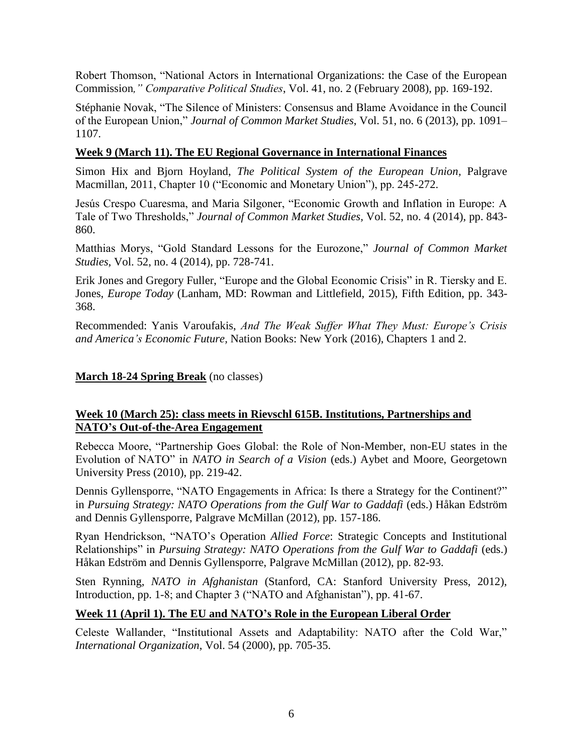Robert Thomson, "National Actors in International Organizations: the Case of the European Commission*," Comparative Political Studies*, Vol. 41, no. 2 (February 2008), pp. 169-192.

Stéphanie Novak, "The Silence of Ministers: Consensus and Blame Avoidance in the Council of the European Union," *Journal of Common Market Studies*, Vol. 51, no. 6 (2013), pp. 1091–1107.

**Week 9 (March 11). The EU Regional Governance in International Finances**

Simon Hix and Bjorn Hoyland, *The Political System of the European Union*, Palgrave Macmillan, 2011, Chapter 10 ("Economic and Monetary Union"), pp. 245-272.

Jesús Crespo Cuaresma, and Maria Silgoner, "Economic Growth and Inflation in Europe: A Tale of Two Thresholds," *Journal of Common Market Studies*, Vol. 52, no. 4 (2014), pp. 843-860.

Matthias Morys, "Gold Standard Lessons for the Eurozone," *Journal of Common Market Studies*, Vol. 52, no. 4 (2014), pp. 728-741.

Erik Jones and Gregory Fuller, "Europe and the Global Economic Crisis" in R. Tiersky and E. Jones, *Europe Today* (Lanham, MD: Rowman and Littlefield, 2015), Fifth Edition, pp. 343-368.

Recommended: Yanis Varoufakis, *And The Weak Suffer What They Must: Europe's Crisis and America's Economic Future*, Nation Books: New York (2016), Chapters 1 and 2.

**March 18-24 Spring Break** (no classes)

**Week 10 (March 25): class meets in Rievschl 615B. Institutions, Partnerships and NATO's Out-of-the-Area Engagement**

Rebecca Moore, "Partnership Goes Global: the Role of Non-Member, non-EU states in the Evolution of NATO" in *NATO in Search of a Vision* (eds.) Aybet and Moore, Georgetown University Press (2010), pp. 219-42.

Dennis Gyllensporre, "NATO Engagements in Africa: Is there a Strategy for the Continent?" in *Pursuing Strategy: NATO Operations from the Gulf War to Gaddafi* (eds.) Håkan Edström and Dennis Gyllensporre, Palgrave McMillan (2012), pp. 157-186.

Ryan Hendrickson, "NATO's Operation *Allied Force*: Strategic Concepts and Institutional Relationships" in *Pursuing Strategy: NATO Operations from the Gulf War to Gaddafi* (eds.) Håkan Edström and Dennis Gyllensporre, Palgrave McMillan (2012), pp. 82-93.

Sten Rynning, *NATO in Afghanistan* (Stanford, CA: Stanford University Press, 2012), Introduction, pp. 1-8; and Chapter 3 ("NATO and Afghanistan"), pp. 41-67.

**Week 11 (April 1). The EU and NATO's Role in the European Liberal Order**

Celeste Wallander, "Institutional Assets and Adaptability: NATO after the Cold War," *International Organization*, Vol. 54 (2000), pp. 705-35.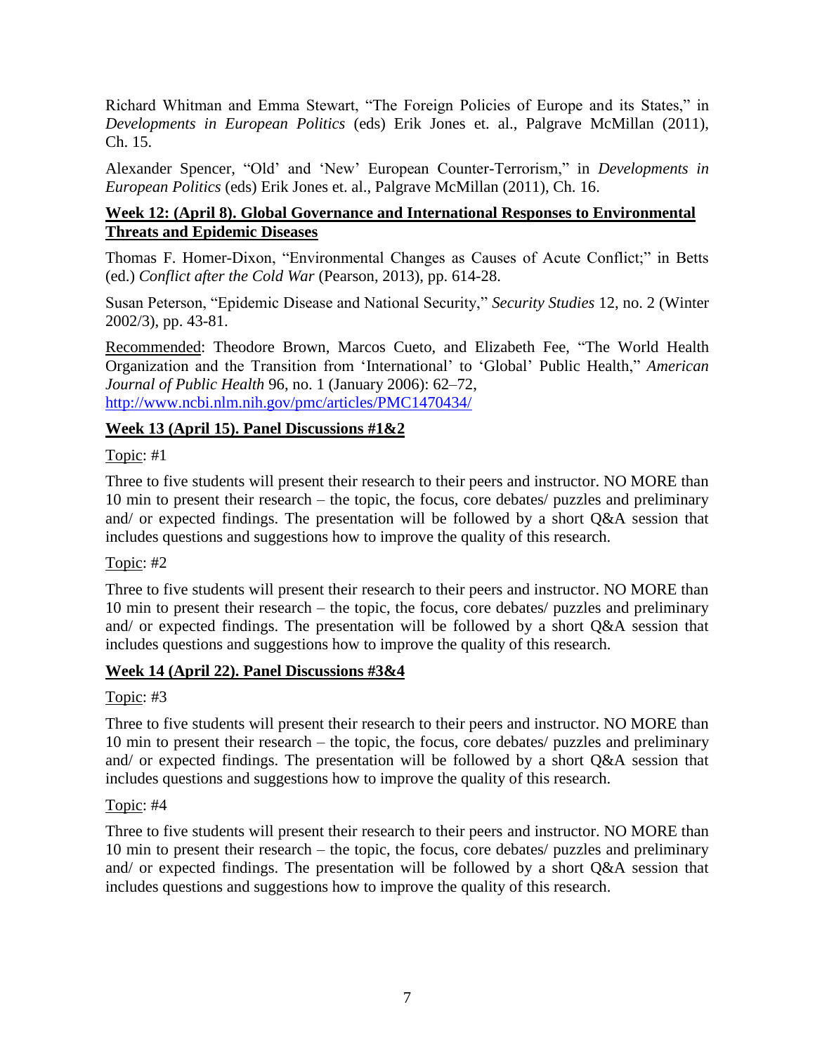Richard Whitman and Emma Stewart, "The Foreign Policies of Europe and its States," in *Developments in European Politics* (eds) Erik Jones et. al., Palgrave McMillan (2011), Ch. 15.

Alexander Spencer, "'Old' and 'New' European Counter-Terrorism," in *Developments in European Politics* (eds) Erik Jones et. al., Palgrave McMillan (2011), Ch. 16.

**Week 12: (April 8). Global Governance and International Responses to Environmental Threats and Epidemic Diseases**

Thomas F. Homer-Dixon, "Environmental Changes as Causes of Acute Conflict;" in Betts (ed.) *Conflict after the Cold War* (Pearson, 2013), pp. 614-28.

Susan Peterson, "Epidemic Disease and National Security," *Security Studies* 12, no. 2 (Winter 2002/3), pp. 43-81.

Recommended: Theodore Brown, Marcos Cueto, and Elizabeth Fee, "The World Health Organization and the Transition from 'International' to 'Global' Public Health," *American Journal of Public Health* 96, no. 1 (January 2006): 62–72, http://www.ncbi.nlm.nih.gov/pmc/articles/PMC1470434/

**Week 13 (April 15). Panel Discussions #1&2**

Topic: #1

Three to five students will present their research to their peers and instructor. NO MORE than 10 min to present their research – the topic, the focus, core debates/ puzzles and preliminary and/ or expected findings. The presentation will be followed by a short Q&A session that includes questions and suggestions how to improve the quality of this research.

Topic: #2

Three to five students will present their research to their peers and instructor. NO MORE than 10 min to present their research – the topic, the focus, core debates/ puzzles and preliminary and/ or expected findings. The presentation will be followed by a short Q&A session that includes questions and suggestions how to improve the quality of this research.

**Week 14 (April 22). Panel Discussions #3&4**

Topic: #3

Three to five students will present their research to their peers and instructor. NO MORE than 10 min to present their research – the topic, the focus, core debates/ puzzles and preliminary and/ or expected findings. The presentation will be followed by a short Q&A session that includes questions and suggestions how to improve the quality of this research.

Topic: #4

Three to five students will present their research to their peers and instructor. NO MORE than 10 min to present their research – the topic, the focus, core debates/ puzzles and preliminary and/ or expected findings. The presentation will be followed by a short Q&A session that includes questions and suggestions how to improve the quality of this research.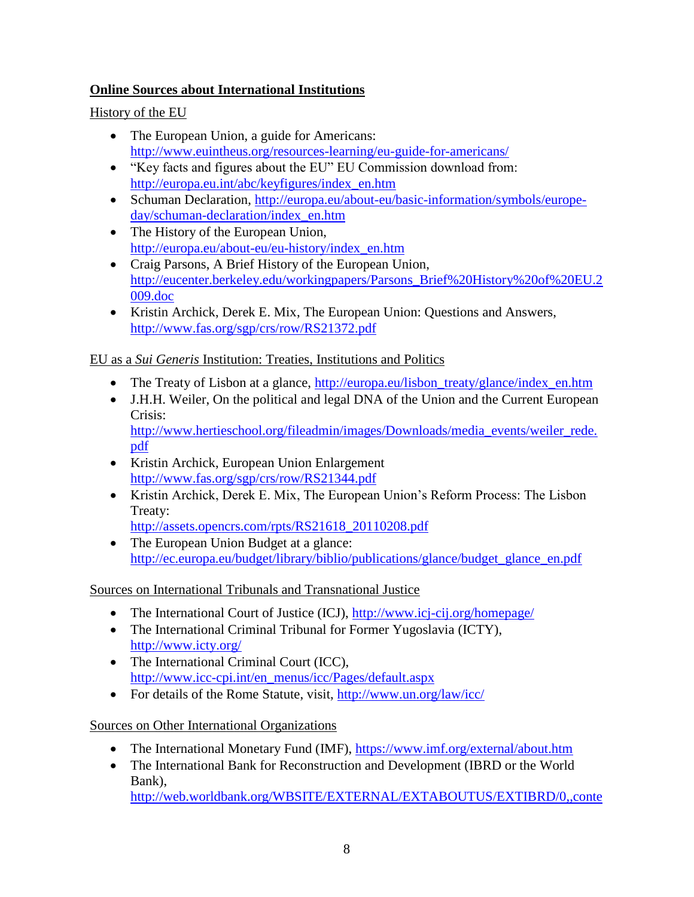**Online Sources about International Institutions**

History of the EU

- The European Union, a guide for Americans: http://www.euintheus.org/resources-learning/eu-guide-for-americans/
- "Key facts and figures about the EU" EU Commission download from: http://europa.eu.int/abc/keyfigures/index_en.htm
- Schuman Declaration, http://europa.eu/about-eu/basic-information/symbols/europe-day/schuman-declaration/index_en.htm
- The History of the European Union, http://europa.eu/about-eu/eu-history/index_en.htm
- Craig Parsons, A Brief History of the European Union, http://eucenter.berkeley.edu/workingpapers/Parsons_Brief%20History%20of%20EU.2009.doc
- Kristin Archick, Derek E. Mix, The European Union: Questions and Answers, http://www.fas.org/sgp/crs/row/RS21372.pdf

EU as a *Sui Generis* Institution: Treaties, Institutions and Politics

- The Treaty of Lisbon at a glance, http://europa.eu/lisbon_treaty/glance/index_en.htm
- J.H.H. Weiler, On the political and legal DNA of the Union and the Current European Crisis: http://www.hertieschool.org/fileadmin/images/Downloads/media_events/weiler_rede.pdf
- Kristin Archick, European Union Enlargement http://www.fas.org/sgp/crs/row/RS21344.pdf
- Kristin Archick, Derek E. Mix, The European Union's Reform Process: The Lisbon Treaty: http://assets.opencrs.com/rpts/RS21618_20110208.pdf
- The European Union Budget at a glance: http://ec.europa.eu/budget/library/biblio/publications/glance/budget_glance_en.pdf

Sources on International Tribunals and Transnational Justice

- The International Court of Justice (ICJ), http://www.icj-cij.org/homepage/
- The International Criminal Tribunal for Former Yugoslavia (ICTY), http://www.icty.org/
- The International Criminal Court (ICC), http://www.icc-cpi.int/en_menus/icc/Pages/default.aspx
- For details of the Rome Statute, visit, http://www.un.org/law/icc/

Sources on Other International Organizations

- The International Monetary Fund (IMF), https://www.imf.org/external/about.htm
- The International Bank for Reconstruction and Development (IBRD or the World Bank), http://web.worldbank.org/WBSITE/EXTERNAL/EXTABOUTUS/EXTIBRD/0,,conte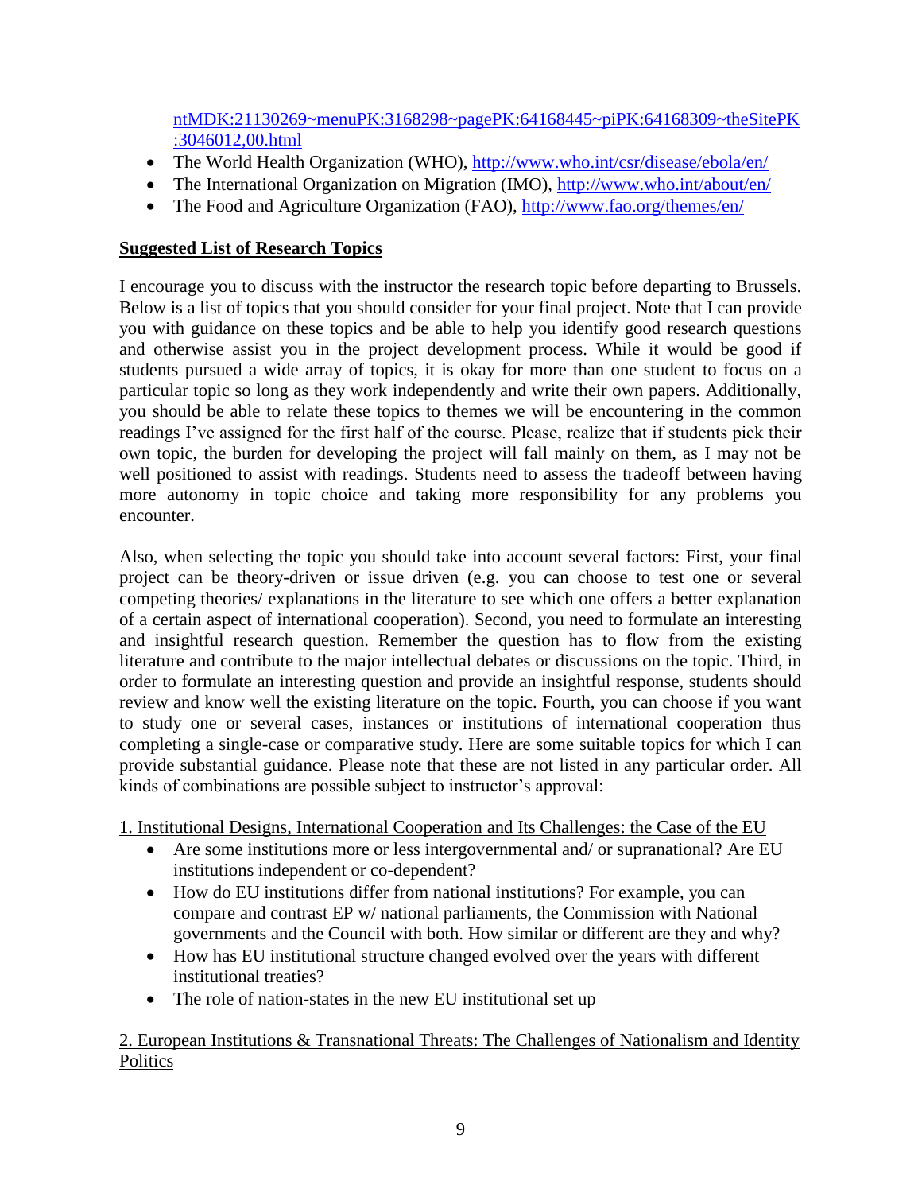ntMDK:21130269~menuPK:3168298~pagePK:64168445~piPK:64168309~theSitePK:3046012,00.html

- The World Health Organization (WHO), http://www.who.int/csr/disease/ebola/en/
- The International Organization on Migration (IMO), http://www.who.int/about/en/
- The Food and Agriculture Organization (FAO), http://www.fao.org/themes/en/

## Suggested List of Research Topics

I encourage you to discuss with the instructor the research topic before departing to Brussels. Below is a list of topics that you should consider for your final project. Note that I can provide you with guidance on these topics and be able to help you identify good research questions and otherwise assist you in the project development process. While it would be good if students pursued a wide array of topics, it is okay for more than one student to focus on a particular topic so long as they work independently and write their own papers. Additionally, you should be able to relate these topics to themes we will be encountering in the common readings I've assigned for the first half of the course. Please, realize that if students pick their own topic, the burden for developing the project will fall mainly on them, as I may not be well positioned to assist with readings. Students need to assess the tradeoff between having more autonomy in topic choice and taking more responsibility for any problems you encounter.

Also, when selecting the topic you should take into account several factors: First, your final project can be theory-driven or issue driven (e.g. you can choose to test one or several competing theories/ explanations in the literature to see which one offers a better explanation of a certain aspect of international cooperation). Second, you need to formulate an interesting and insightful research question. Remember the question has to flow from the existing literature and contribute to the major intellectual debates or discussions on the topic. Third, in order to formulate an interesting question and provide an insightful response, students should review and know well the existing literature on the topic. Fourth, you can choose if you want to study one or several cases, instances or institutions of international cooperation thus completing a single-case or comparative study. Here are some suitable topics for which I can provide substantial guidance. Please note that these are not listed in any particular order. All kinds of combinations are possible subject to instructor's approval:

1. Institutional Designs, International Cooperation and Its Challenges: the Case of the EU

- Are some institutions more or less intergovernmental and/ or supranational? Are EU institutions independent or co-dependent?
- How do EU institutions differ from national institutions? For example, you can compare and contrast EP w/ national parliaments, the Commission with National governments and the Council with both. How similar or different are they and why?
- How has EU institutional structure changed evolved over the years with different institutional treaties?
- The role of nation-states in the new EU institutional set up

2. European Institutions & Transnational Threats: The Challenges of Nationalism and Identity Politics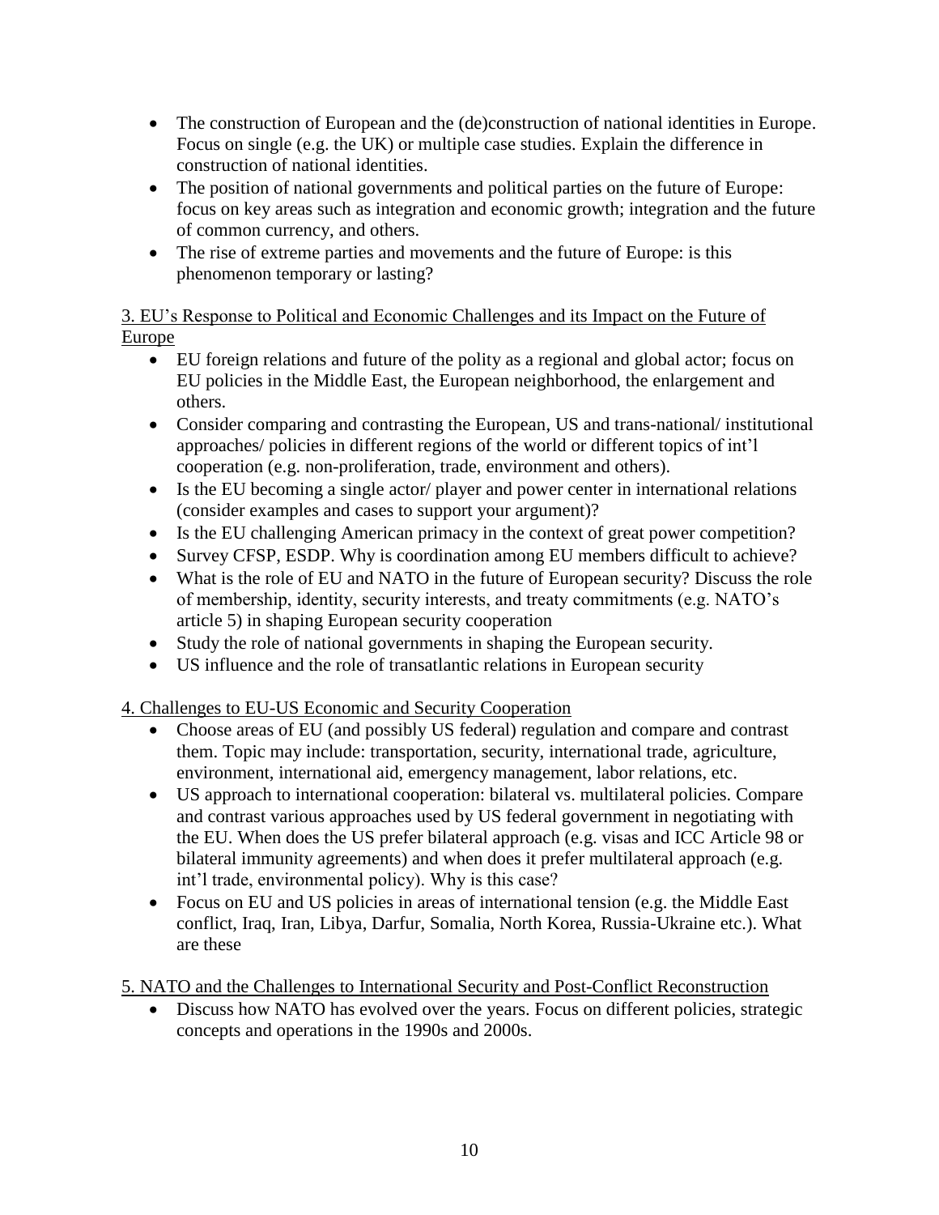- The construction of European and the (de)construction of national identities in Europe. Focus on single (e.g. the UK) or multiple case studies. Explain the difference in construction of national identities.
- The position of national governments and political parties on the future of Europe: focus on key areas such as integration and economic growth; integration and the future of common currency, and others.
- The rise of extreme parties and movements and the future of Europe: is this phenomenon temporary or lasting?

3. EU's Response to Political and Economic Challenges and its Impact on the Future of Europe

- EU foreign relations and future of the polity as a regional and global actor; focus on EU policies in the Middle East, the European neighborhood, the enlargement and others.
- Consider comparing and contrasting the European, US and trans-national/ institutional approaches/ policies in different regions of the world or different topics of int'l cooperation (e.g. non-proliferation, trade, environment and others).
- Is the EU becoming a single actor/ player and power center in international relations (consider examples and cases to support your argument)?
- Is the EU challenging American primacy in the context of great power competition?
- Survey CFSP, ESDP. Why is coordination among EU members difficult to achieve?
- What is the role of EU and NATO in the future of European security? Discuss the role of membership, identity, security interests, and treaty commitments (e.g. NATO's article 5) in shaping European security cooperation
- Study the role of national governments in shaping the European security.
- US influence and the role of transatlantic relations in European security

4. Challenges to EU-US Economic and Security Cooperation

- Choose areas of EU (and possibly US federal) regulation and compare and contrast them. Topic may include: transportation, security, international trade, agriculture, environment, international aid, emergency management, labor relations, etc.
- US approach to international cooperation: bilateral vs. multilateral policies. Compare and contrast various approaches used by US federal government in negotiating with the EU. When does the US prefer bilateral approach (e.g. visas and ICC Article 98 or bilateral immunity agreements) and when does it prefer multilateral approach (e.g. int'l trade, environmental policy). Why is this case?
- Focus on EU and US policies in areas of international tension (e.g. the Middle East conflict, Iraq, Iran, Libya, Darfur, Somalia, North Korea, Russia-Ukraine etc.). What are these

5. NATO and the Challenges to International Security and Post-Conflict Reconstruction

- Discuss how NATO has evolved over the years. Focus on different policies, strategic concepts and operations in the 1990s and 2000s.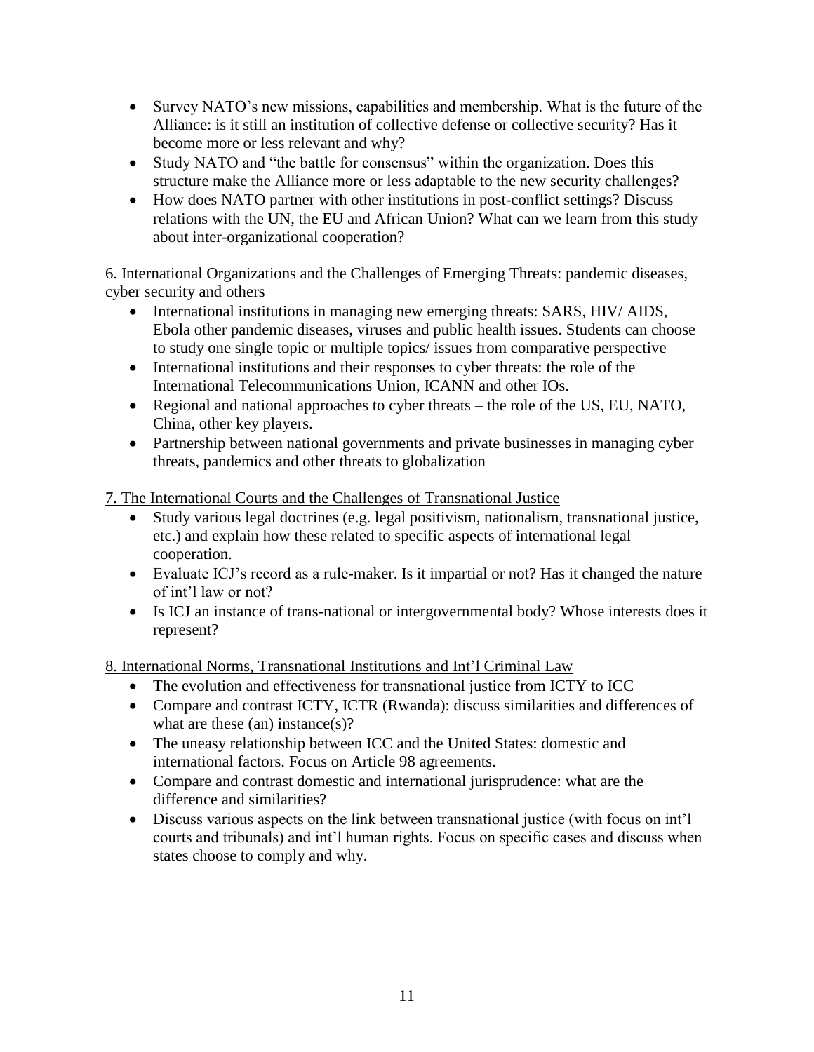- Survey NATO's new missions, capabilities and membership. What is the future of the Alliance: is it still an institution of collective defense or collective security? Has it become more or less relevant and why?
- Study NATO and "the battle for consensus" within the organization. Does this structure make the Alliance more or less adaptable to the new security challenges?
- How does NATO partner with other institutions in post-conflict settings? Discuss relations with the UN, the EU and African Union? What can we learn from this study about inter-organizational cooperation?

6. International Organizations and the Challenges of Emerging Threats: pandemic diseases, cyber security and others

- International institutions in managing new emerging threats: SARS, HIV/ AIDS, Ebola other pandemic diseases, viruses and public health issues. Students can choose to study one single topic or multiple topics/ issues from comparative perspective
- International institutions and their responses to cyber threats: the role of the International Telecommunications Union, ICANN and other IOs.
- Regional and national approaches to cyber threats – the role of the US, EU, NATO, China, other key players.
- Partnership between national governments and private businesses in managing cyber threats, pandemics and other threats to globalization

7. The International Courts and the Challenges of Transnational Justice

- Study various legal doctrines (e.g. legal positivism, nationalism, transnational justice, etc.) and explain how these related to specific aspects of international legal cooperation.
- Evaluate ICJ's record as a rule-maker. Is it impartial or not? Has it changed the nature of int'l law or not?
- Is ICJ an instance of trans-national or intergovernmental body? Whose interests does it represent?

8. International Norms, Transnational Institutions and Int'l Criminal Law

- The evolution and effectiveness for transnational justice from ICTY to ICC
- Compare and contrast ICTY, ICTR (Rwanda): discuss similarities and differences of what are these (an) instance(s)?
- The uneasy relationship between ICC and the United States: domestic and international factors. Focus on Article 98 agreements.
- Compare and contrast domestic and international jurisprudence: what are the difference and similarities?
- Discuss various aspects on the link between transnational justice (with focus on int'l courts and tribunals) and int'l human rights. Focus on specific cases and discuss when states choose to comply and why.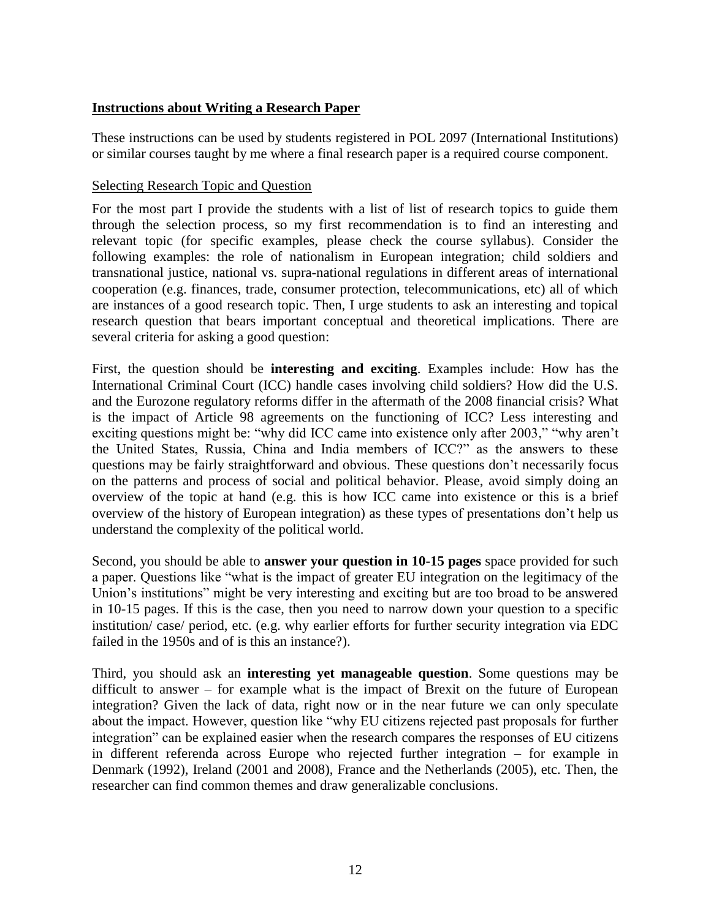**Instructions about Writing a Research Paper**

These instructions can be used by students registered in POL 2097 (International Institutions) or similar courses taught by me where a final research paper is a required course component.

Selecting Research Topic and Question

For the most part I provide the students with a list of list of research topics to guide them through the selection process, so my first recommendation is to find an interesting and relevant topic (for specific examples, please check the course syllabus). Consider the following examples: the role of nationalism in European integration; child soldiers and transnational justice, national vs. supra-national regulations in different areas of international cooperation (e.g. finances, trade, consumer protection, telecommunications, etc) all of which are instances of a good research topic. Then, I urge students to ask an interesting and topical research question that bears important conceptual and theoretical implications. There are several criteria for asking a good question:

First, the question should be **interesting and exciting**. Examples include: How has the International Criminal Court (ICC) handle cases involving child soldiers? How did the U.S. and the Eurozone regulatory reforms differ in the aftermath of the 2008 financial crisis? What is the impact of Article 98 agreements on the functioning of ICC? Less interesting and exciting questions might be: "why did ICC came into existence only after 2003," "why aren't the United States, Russia, China and India members of ICC?" as the answers to these questions may be fairly straightforward and obvious. These questions don't necessarily focus on the patterns and process of social and political behavior. Please, avoid simply doing an overview of the topic at hand (e.g. this is how ICC came into existence or this is a brief overview of the history of European integration) as these types of presentations don't help us understand the complexity of the political world.

Second, you should be able to **answer your question in 10-15 pages** space provided for such a paper. Questions like "what is the impact of greater EU integration on the legitimacy of the Union's institutions" might be very interesting and exciting but are too broad to be answered in 10-15 pages. If this is the case, then you need to narrow down your question to a specific institution/ case/ period, etc. (e.g. why earlier efforts for further security integration via EDC failed in the 1950s and of is this an instance?).

Third, you should ask an **interesting yet manageable question**. Some questions may be difficult to answer – for example what is the impact of Brexit on the future of European integration? Given the lack of data, right now or in the near future we can only speculate about the impact. However, question like "why EU citizens rejected past proposals for further integration" can be explained easier when the research compares the responses of EU citizens in different referenda across Europe who rejected further integration – for example in Denmark (1992), Ireland (2001 and 2008), France and the Netherlands (2005), etc. Then, the researcher can find common themes and draw generalizable conclusions.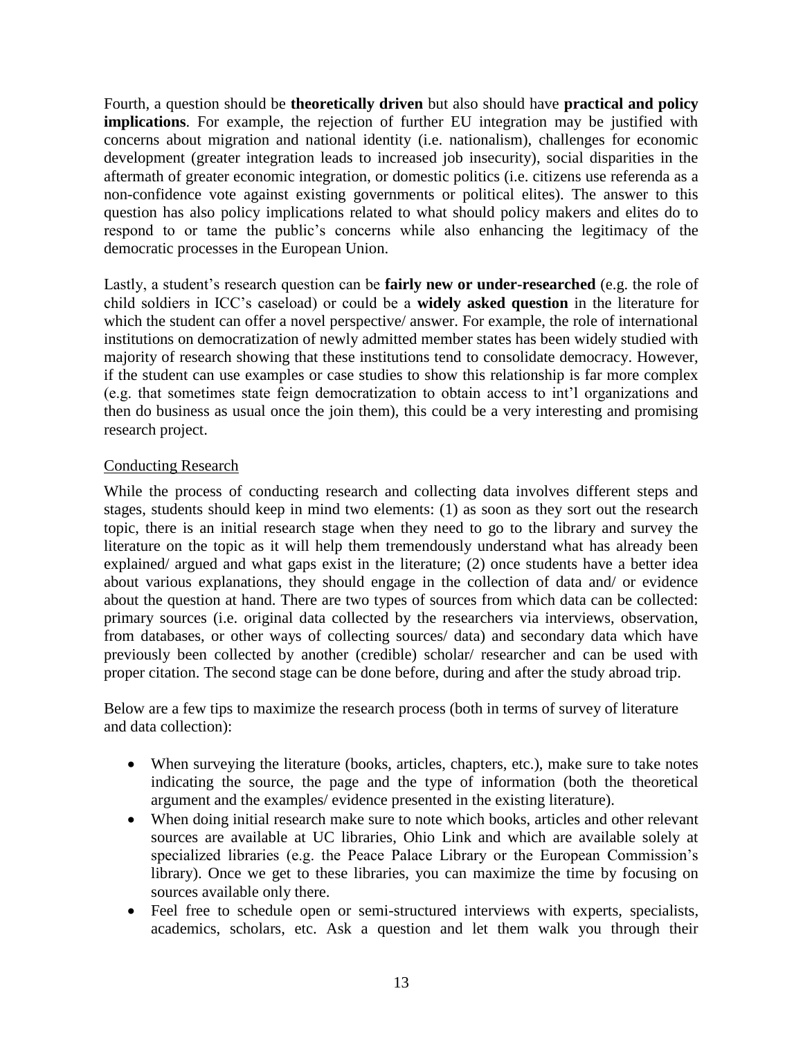Fourth, a question should be **theoretically driven** but also should have **practical and policy implications**. For example, the rejection of further EU integration may be justified with concerns about migration and national identity (i.e. nationalism), challenges for economic development (greater integration leads to increased job insecurity), social disparities in the aftermath of greater economic integration, or domestic politics (i.e. citizens use referenda as a non-confidence vote against existing governments or political elites). The answer to this question has also policy implications related to what should policy makers and elites do to respond to or tame the public's concerns while also enhancing the legitimacy of the democratic processes in the European Union.

Lastly, a student's research question can be **fairly new or under-researched** (e.g. the role of child soldiers in ICC's caseload) or could be a **widely asked question** in the literature for which the student can offer a novel perspective/ answer. For example, the role of international institutions on democratization of newly admitted member states has been widely studied with majority of research showing that these institutions tend to consolidate democracy. However, if the student can use examples or case studies to show this relationship is far more complex (e.g. that sometimes state feign democratization to obtain access to int'l organizations and then do business as usual once the join them), this could be a very interesting and promising research project.

Conducting Research

While the process of conducting research and collecting data involves different steps and stages, students should keep in mind two elements: (1) as soon as they sort out the research topic, there is an initial research stage when they need to go to the library and survey the literature on the topic as it will help them tremendously understand what has already been explained/ argued and what gaps exist in the literature; (2) once students have a better idea about various explanations, they should engage in the collection of data and/ or evidence about the question at hand. There are two types of sources from which data can be collected: primary sources (i.e. original data collected by the researchers via interviews, observation, from databases, or other ways of collecting sources/ data) and secondary data which have previously been collected by another (credible) scholar/ researcher and can be used with proper citation. The second stage can be done before, during and after the study abroad trip.

Below are a few tips to maximize the research process (both in terms of survey of literature and data collection):

- When surveying the literature (books, articles, chapters, etc.), make sure to take notes indicating the source, the page and the type of information (both the theoretical argument and the examples/ evidence presented in the existing literature).
- When doing initial research make sure to note which books, articles and other relevant sources are available at UC libraries, Ohio Link and which are available solely at specialized libraries (e.g. the Peace Palace Library or the European Commission's library). Once we get to these libraries, you can maximize the time by focusing on sources available only there.
- Feel free to schedule open or semi-structured interviews with experts, specialists, academics, scholars, etc. Ask a question and let them walk you through their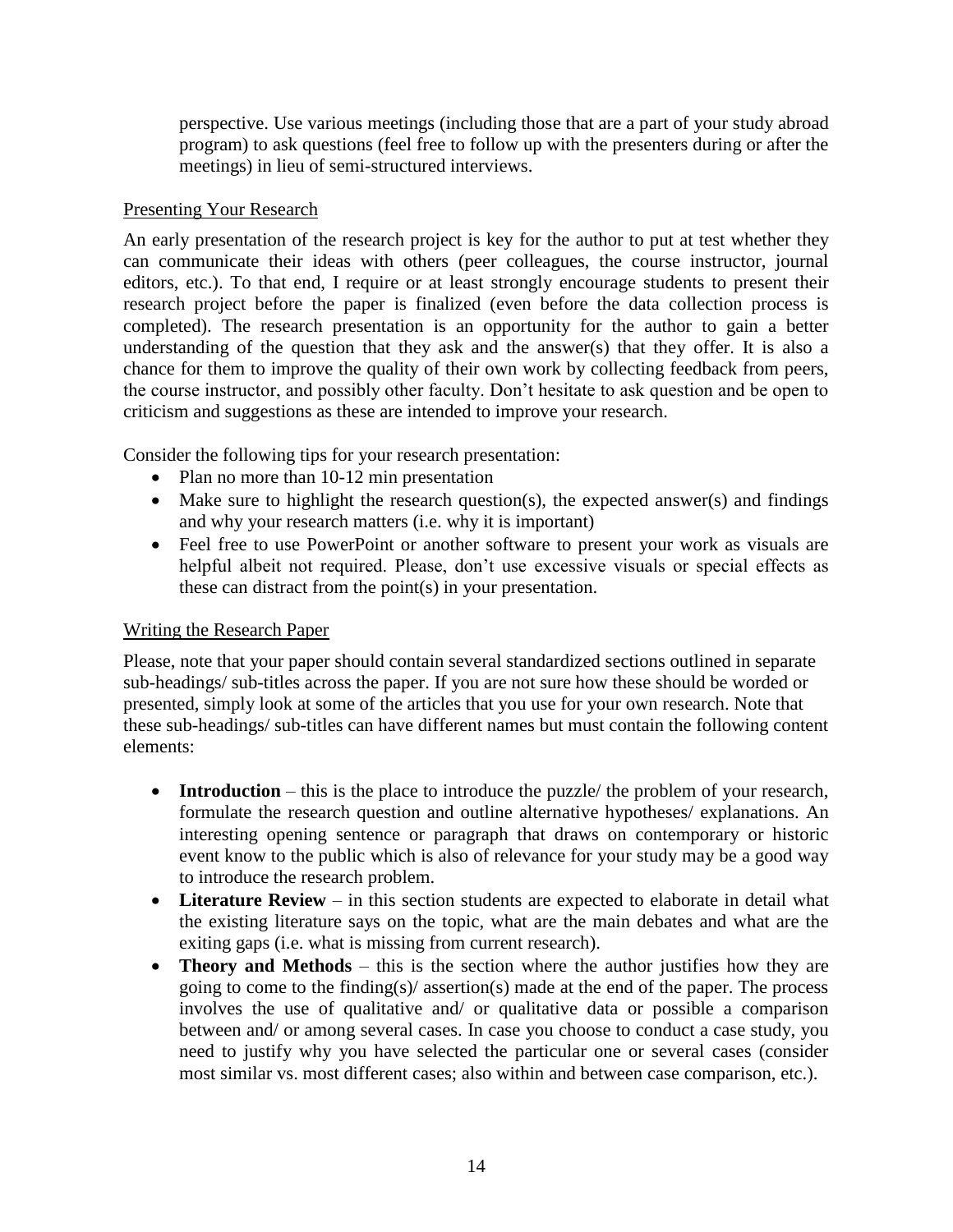perspective. Use various meetings (including those that are a part of your study abroad program) to ask questions (feel free to follow up with the presenters during or after the meetings) in lieu of semi-structured interviews.

Presenting Your Research

An early presentation of the research project is key for the author to put at test whether they can communicate their ideas with others (peer colleagues, the course instructor, journal editors, etc.). To that end, I require or at least strongly encourage students to present their research project before the paper is finalized (even before the data collection process is completed). The research presentation is an opportunity for the author to gain a better understanding of the question that they ask and the answer(s) that they offer. It is also a chance for them to improve the quality of their own work by collecting feedback from peers, the course instructor, and possibly other faculty. Don't hesitate to ask question and be open to criticism and suggestions as these are intended to improve your research.

Consider the following tips for your research presentation:

- Plan no more than 10-12 min presentation
- Make sure to highlight the research question(s), the expected answer(s) and findings and why your research matters (i.e. why it is important)
- Feel free to use PowerPoint or another software to present your work as visuals are helpful albeit not required. Please, don't use excessive visuals or special effects as these can distract from the point(s) in your presentation.

Writing the Research Paper

Please, note that your paper should contain several standardized sections outlined in separate sub-headings/ sub-titles across the paper. If you are not sure how these should be worded or presented, simply look at some of the articles that you use for your own research. Note that these sub-headings/ sub-titles can have different names but must contain the following content elements:

- **Introduction** – this is the place to introduce the puzzle/ the problem of your research, formulate the research question and outline alternative hypotheses/ explanations. An interesting opening sentence or paragraph that draws on contemporary or historic event know to the public which is also of relevance for your study may be a good way to introduce the research problem.
- **Literature Review** – in this section students are expected to elaborate in detail what the existing literature says on the topic, what are the main debates and what are the exiting gaps (i.e. what is missing from current research).
- **Theory and Methods** – this is the section where the author justifies how they are going to come to the finding(s)/ assertion(s) made at the end of the paper. The process involves the use of qualitative and/ or qualitative data or possible a comparison between and/ or among several cases. In case you choose to conduct a case study, you need to justify why you have selected the particular one or several cases (consider most similar vs. most different cases; also within and between case comparison, etc.).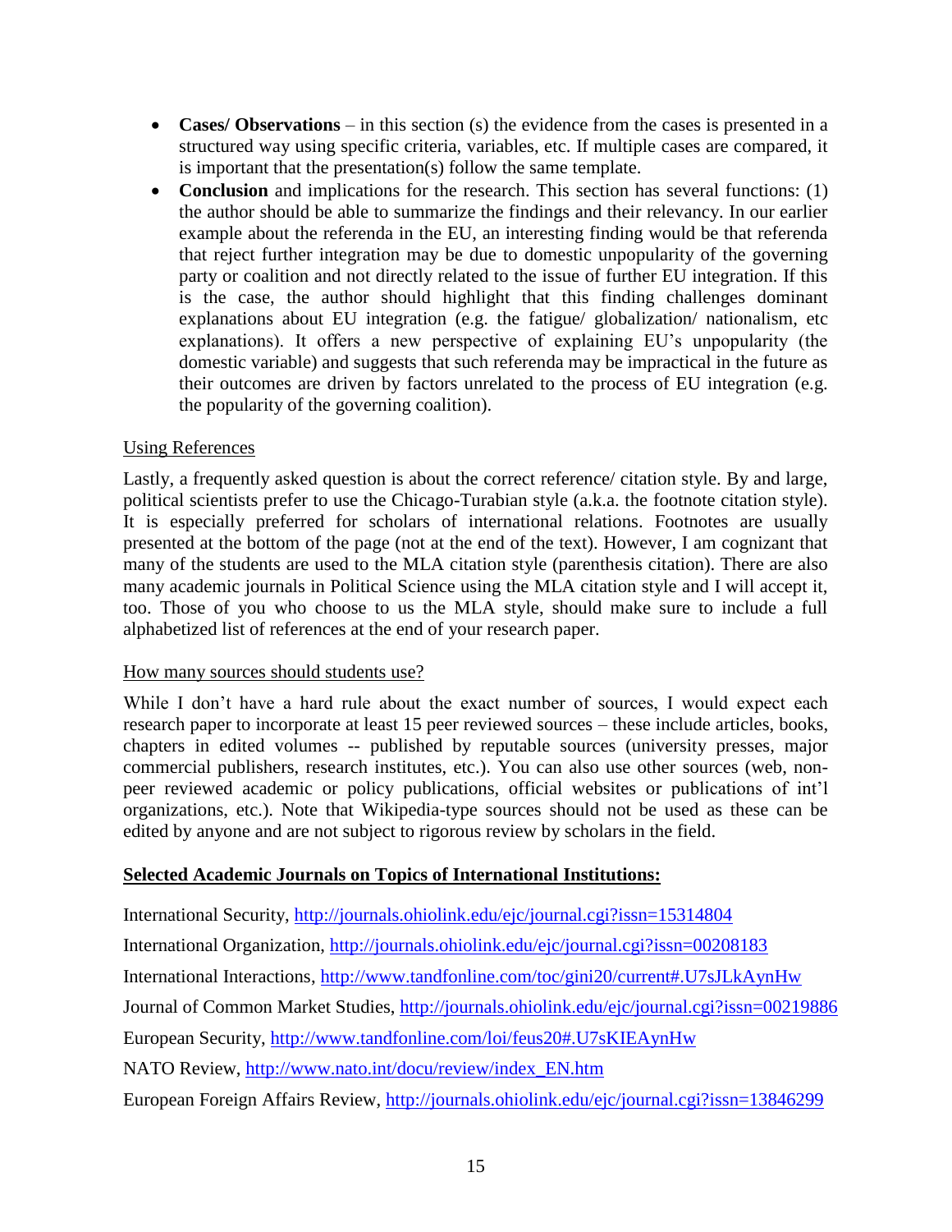- **Cases/ Observations** – in this section (s) the evidence from the cases is presented in a structured way using specific criteria, variables, etc. If multiple cases are compared, it is important that the presentation(s) follow the same template.
- **Conclusion** and implications for the research. This section has several functions: (1) the author should be able to summarize the findings and their relevancy. In our earlier example about the referenda in the EU, an interesting finding would be that referenda that reject further integration may be due to domestic unpopularity of the governing party or coalition and not directly related to the issue of further EU integration. If this is the case, the author should highlight that this finding challenges dominant explanations about EU integration (e.g. the fatigue/ globalization/ nationalism, etc explanations). It offers a new perspective of explaining EU's unpopularity (the domestic variable) and suggests that such referenda may be impractical in the future as their outcomes are driven by factors unrelated to the process of EU integration (e.g. the popularity of the governing coalition).

<u>Using References</u>

Lastly, a frequently asked question is about the correct reference/ citation style. By and large, political scientists prefer to use the Chicago-Turabian style (a.k.a. the footnote citation style). It is especially preferred for scholars of international relations. Footnotes are usually presented at the bottom of the page (not at the end of the text). However, I am cognizant that many of the students are used to the MLA citation style (parenthesis citation). There are also many academic journals in Political Science using the MLA citation style and I will accept it, too. Those of you who choose to us the MLA style, should make sure to include a full alphabetized list of references at the end of your research paper.

<u>How many sources should students use?</u>

While I don't have a hard rule about the exact number of sources, I would expect each research paper to incorporate at least 15 peer reviewed sources – these include articles, books, chapters in edited volumes -- published by reputable sources (university presses, major commercial publishers, research institutes, etc.). You can also use other sources (web, non-peer reviewed academic or policy publications, official websites or publications of int'l organizations, etc.). Note that Wikipedia-type sources should not be used as these can be edited by anyone and are not subject to rigorous review by scholars in the field.

**<u>Selected Academic Journals on Topics of International Institutions:</u>**

International Security, http://journals.ohiolink.edu/ejc/journal.cgi?issn=15314804

International Organization, http://journals.ohiolink.edu/ejc/journal.cgi?issn=00208183

International Interactions, http://www.tandfonline.com/toc/gini20/current#.U7sJLkAynHw

Journal of Common Market Studies, http://journals.ohiolink.edu/ejc/journal.cgi?issn=00219886

European Security, http://www.tandfonline.com/loi/feus20#.U7sKIEAynHw

NATO Review, http://www.nato.int/docu/review/index_EN.htm

European Foreign Affairs Review, http://journals.ohiolink.edu/ejc/journal.cgi?issn=13846299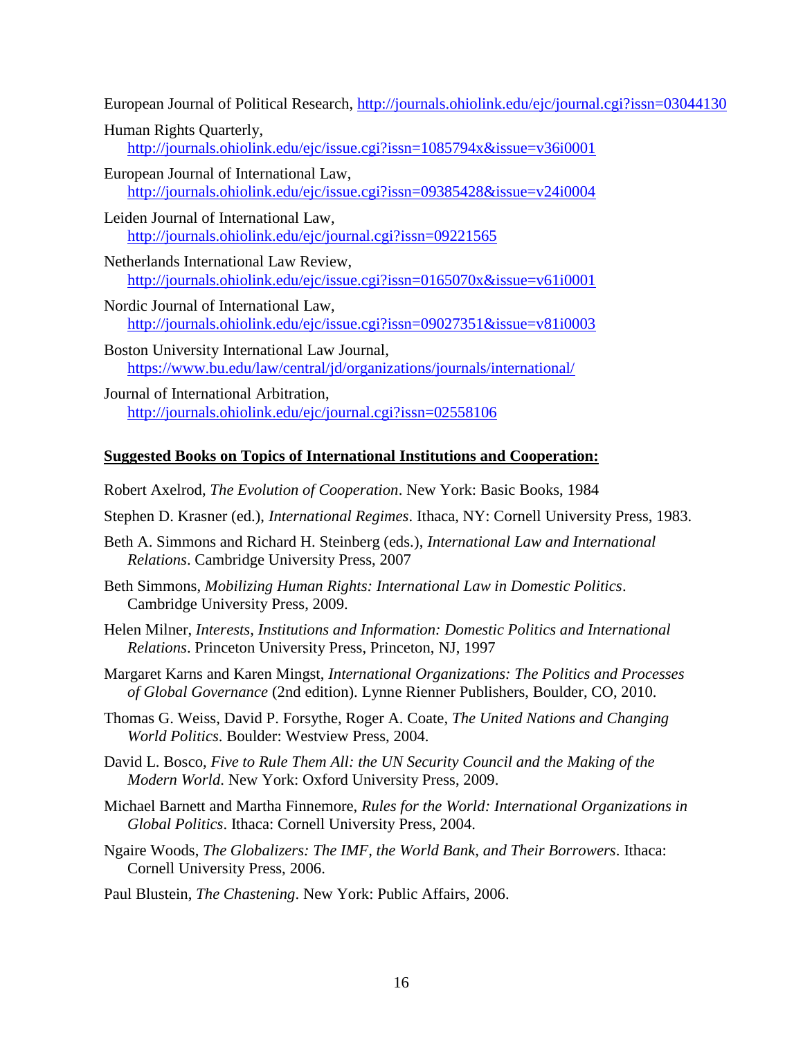European Journal of Political Research, http://journals.ohiolink.edu/ejc/journal.cgi?issn=03044130

Human Rights Quarterly, http://journals.ohiolink.edu/ejc/issue.cgi?issn=1085794x&issue=v36i0001

European Journal of International Law, http://journals.ohiolink.edu/ejc/issue.cgi?issn=09385428&issue=v24i0004

Leiden Journal of International Law, http://journals.ohiolink.edu/ejc/journal.cgi?issn=09221565

Netherlands International Law Review, http://journals.ohiolink.edu/ejc/issue.cgi?issn=0165070x&issue=v61i0001

Nordic Journal of International Law, http://journals.ohiolink.edu/ejc/issue.cgi?issn=09027351&issue=v81i0003

Boston University International Law Journal, https://www.bu.edu/law/central/jd/organizations/journals/international/

Journal of International Arbitration, http://journals.ohiolink.edu/ejc/journal.cgi?issn=02558106

**Suggested Books on Topics of International Institutions and Cooperation:**

Robert Axelrod, *The Evolution of Cooperation*. New York: Basic Books, 1984

Stephen D. Krasner (ed.), *International Regimes*. Ithaca, NY: Cornell University Press, 1983.

Beth A. Simmons and Richard H. Steinberg (eds.), *International Law and International Relations*. Cambridge University Press, 2007

Beth Simmons, *Mobilizing Human Rights: International Law in Domestic Politics*. Cambridge University Press, 2009.

Helen Milner, *Interests, Institutions and Information: Domestic Politics and International Relations*. Princeton University Press, Princeton, NJ, 1997

Margaret Karns and Karen Mingst, *International Organizations: The Politics and Processes of Global Governance* (2nd edition). Lynne Rienner Publishers, Boulder, CO, 2010.

Thomas G. Weiss, David P. Forsythe, Roger A. Coate, *The United Nations and Changing World Politics*. Boulder: Westview Press, 2004.

David L. Bosco, *Five to Rule Them All: the UN Security Council and the Making of the Modern World*. New York: Oxford University Press, 2009.

Michael Barnett and Martha Finnemore, *Rules for the World: International Organizations in Global Politics*. Ithaca: Cornell University Press, 2004.

Ngaire Woods, *The Globalizers: The IMF, the World Bank, and Their Borrowers*. Ithaca: Cornell University Press, 2006.

Paul Blustein, *The Chastening*. New York: Public Affairs, 2006.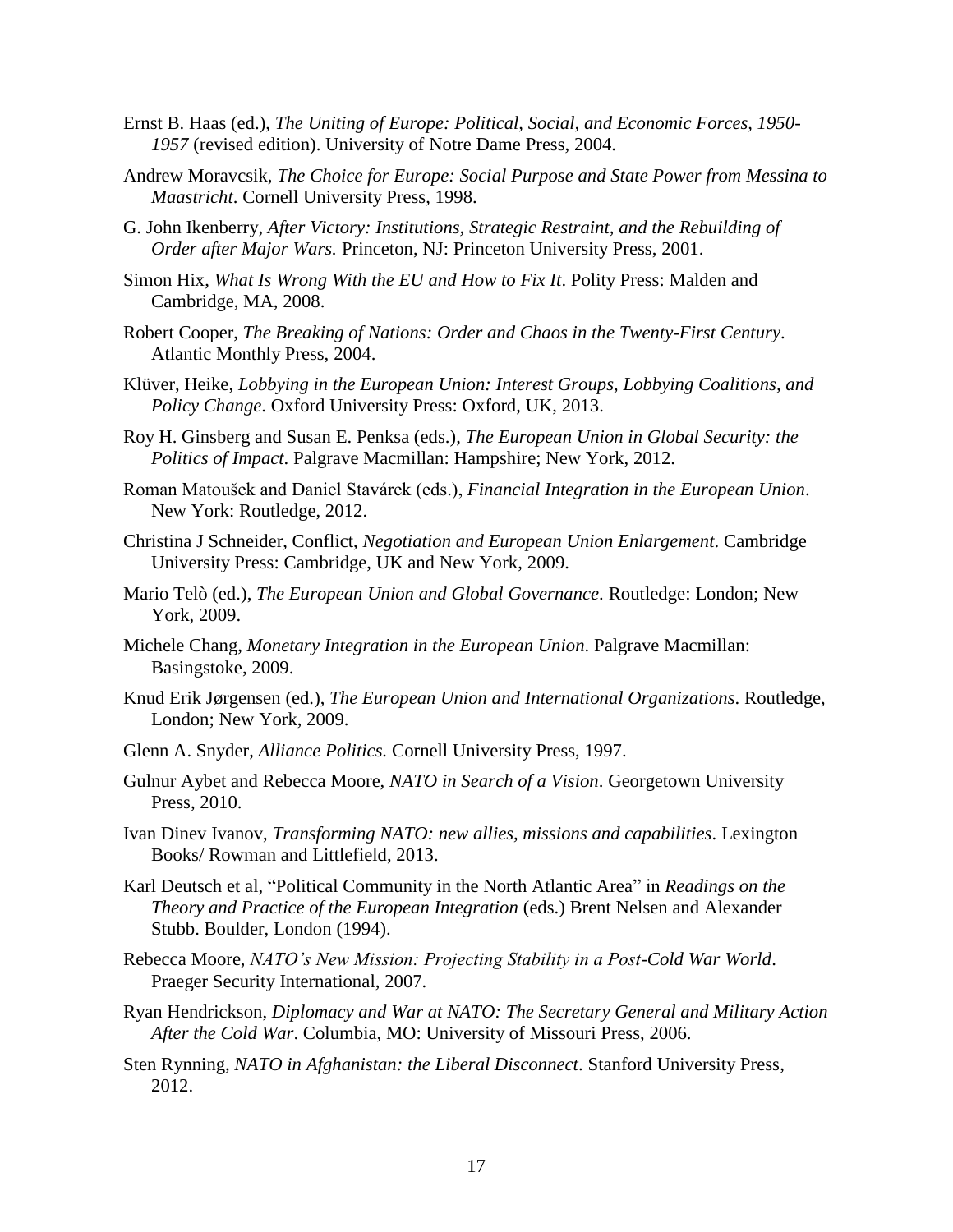Ernst B. Haas (ed.), *The Uniting of Europe: Political, Social, and Economic Forces, 1950-1957* (revised edition). University of Notre Dame Press, 2004.

Andrew Moravcsik, *The Choice for Europe: Social Purpose and State Power from Messina to Maastricht*. Cornell University Press, 1998.

G. John Ikenberry, *After Victory: Institutions, Strategic Restraint, and the Rebuilding of Order after Major Wars.* Princeton, NJ: Princeton University Press, 2001.

Simon Hix, *What Is Wrong With the EU and How to Fix It*. Polity Press: Malden and Cambridge, MA, 2008.

Robert Cooper, *The Breaking of Nations: Order and Chaos in the Twenty-First Century*. Atlantic Monthly Press, 2004.

Klüver, Heike, *Lobbying in the European Union: Interest Groups, Lobbying Coalitions, and Policy Change*. Oxford University Press: Oxford, UK, 2013.

Roy H. Ginsberg and Susan E. Penksa (eds.), *The European Union in Global Security: the Politics of Impact*. Palgrave Macmillan: Hampshire; New York, 2012.

Roman Matoušek and Daniel Stavárek (eds.), *Financial Integration in the European Union*. New York: Routledge, 2012.

Christina J Schneider, Conflict, *Negotiation and European Union Enlargement*. Cambridge University Press: Cambridge, UK and New York, 2009.

Mario Telò (ed.), *The European Union and Global Governance*. Routledge: London; New York, 2009.

Michele Chang, *Monetary Integration in the European Union*. Palgrave Macmillan: Basingstoke, 2009.

Knud Erik Jørgensen (ed.), *The European Union and International Organizations*. Routledge, London; New York, 2009.

Glenn A. Snyder, *Alliance Politics.* Cornell University Press, 1997.

Gulnur Aybet and Rebecca Moore, *NATO in Search of a Vision*. Georgetown University Press, 2010.

Ivan Dinev Ivanov, *Transforming NATO: new allies, missions and capabilities*. Lexington Books/ Rowman and Littlefield, 2013.

Karl Deutsch et al, "Political Community in the North Atlantic Area" in *Readings on the Theory and Practice of the European Integration* (eds.) Brent Nelsen and Alexander Stubb. Boulder, London (1994).

Rebecca Moore, *NATO's New Mission: Projecting Stability in a Post-Cold War World*. Praeger Security International, 2007.

Ryan Hendrickson, *Diplomacy and War at NATO: The Secretary General and Military Action After the Cold War*. Columbia, MO: University of Missouri Press, 2006.

Sten Rynning, *NATO in Afghanistan: the Liberal Disconnect*. Stanford University Press, 2012.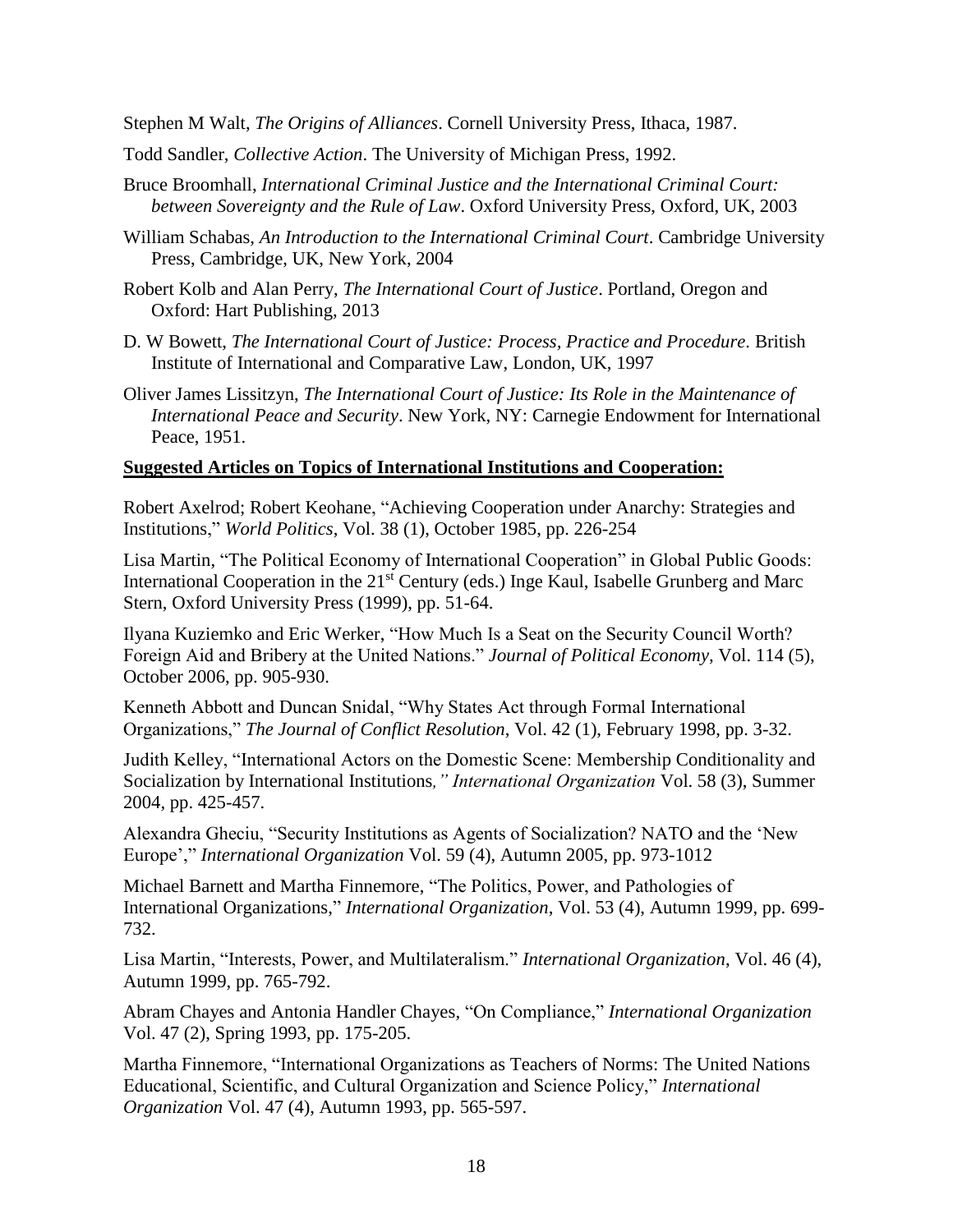Stephen M Walt, *The Origins of Alliances*. Cornell University Press, Ithaca, 1987.

Todd Sandler, *Collective Action*. The University of Michigan Press, 1992.

Bruce Broomhall, *International Criminal Justice and the International Criminal Court: between Sovereignty and the Rule of Law*. Oxford University Press, Oxford, UK, 2003

William Schabas, *An Introduction to the International Criminal Court*. Cambridge University Press, Cambridge, UK, New York, 2004

Robert Kolb and Alan Perry, *The International Court of Justice*. Portland, Oregon and Oxford: Hart Publishing, 2013

D. W Bowett, *The International Court of Justice: Process, Practice and Procedure*. British Institute of International and Comparative Law, London, UK, 1997

Oliver James Lissitzyn, *The International Court of Justice: Its Role in the Maintenance of International Peace and Security*. New York, NY: Carnegie Endowment for International Peace, 1951.

**Suggested Articles on Topics of International Institutions and Cooperation:**

Robert Axelrod; Robert Keohane, "Achieving Cooperation under Anarchy: Strategies and Institutions," *World Politics*, Vol. 38 (1), October 1985, pp. 226-254

Lisa Martin, "The Political Economy of International Cooperation" in Global Public Goods: International Cooperation in the 21st Century (eds.) Inge Kaul, Isabelle Grunberg and Marc Stern, Oxford University Press (1999), pp. 51-64.

Ilyana Kuziemko and Eric Werker, "How Much Is a Seat on the Security Council Worth? Foreign Aid and Bribery at the United Nations." *Journal of Political Economy*, Vol. 114 (5), October 2006, pp. 905-930.

Kenneth Abbott and Duncan Snidal, "Why States Act through Formal International Organizations," *The Journal of Conflict Resolution*, Vol. 42 (1), February 1998, pp. 3-32.

Judith Kelley, "International Actors on the Domestic Scene: Membership Conditionality and Socialization by International Institutions*," International Organization* Vol. 58 (3), Summer 2004, pp. 425-457.

Alexandra Gheciu, "Security Institutions as Agents of Socialization? NATO and the 'New Europe'," *International Organization* Vol. 59 (4), Autumn 2005, pp. 973-1012

Michael Barnett and Martha Finnemore, "The Politics, Power, and Pathologies of International Organizations," *International Organization*, Vol. 53 (4), Autumn 1999, pp. 699-732.

Lisa Martin, "Interests, Power, and Multilateralism." *International Organization*, Vol. 46 (4), Autumn 1999, pp. 765-792.

Abram Chayes and Antonia Handler Chayes, "On Compliance," *International Organization* Vol. 47 (2), Spring 1993, pp. 175-205.

Martha Finnemore, "International Organizations as Teachers of Norms: The United Nations Educational, Scientific, and Cultural Organization and Science Policy," *International Organization* Vol. 47 (4), Autumn 1993, pp. 565-597.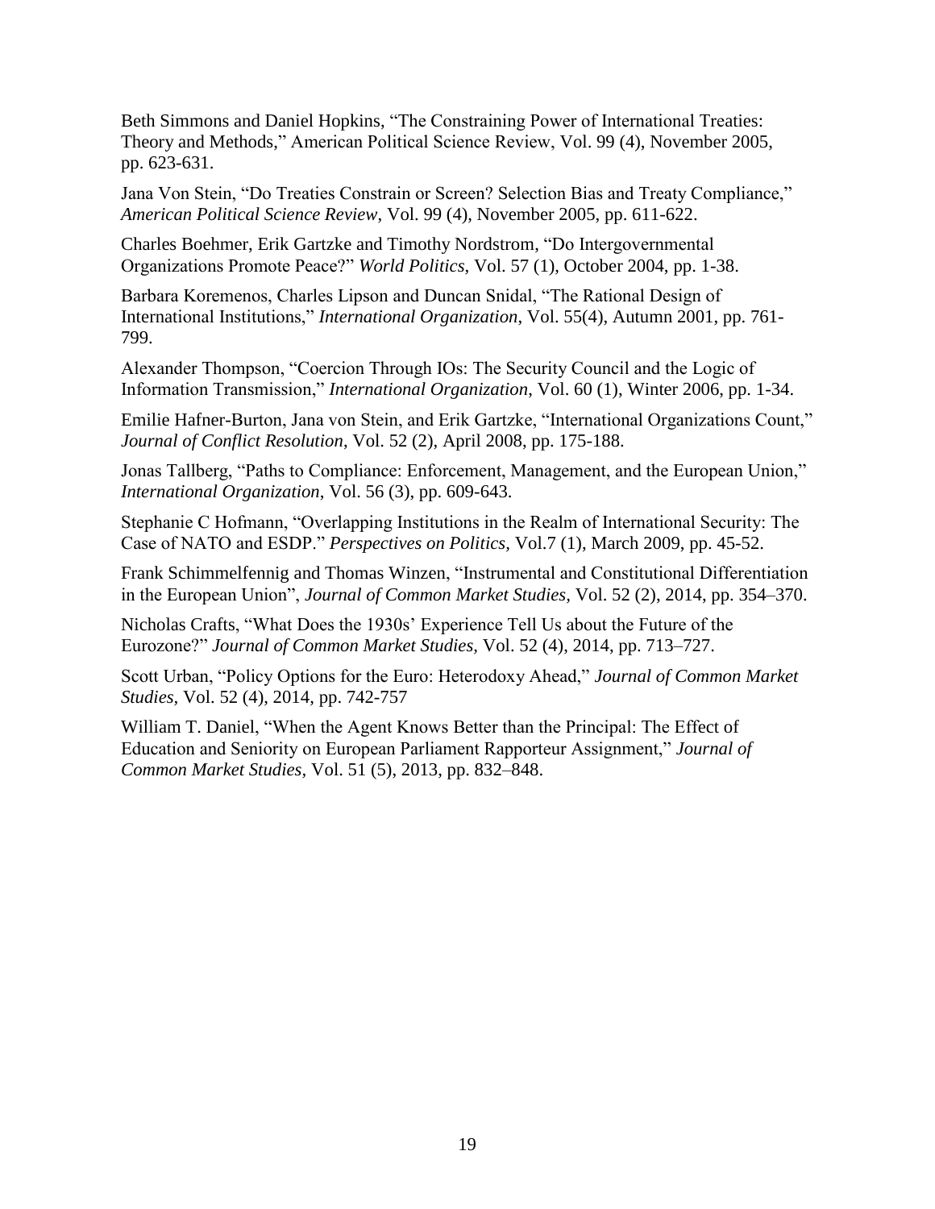Beth Simmons and Daniel Hopkins, "The Constraining Power of International Treaties: Theory and Methods," American Political Science Review, Vol. 99 (4), November 2005, pp. 623-631.

Jana Von Stein, "Do Treaties Constrain or Screen? Selection Bias and Treaty Compliance," *American Political Science Review*, Vol. 99 (4), November 2005, pp. 611-622.

Charles Boehmer, Erik Gartzke and Timothy Nordstrom, "Do Intergovernmental Organizations Promote Peace?" *World Politics*, Vol. 57 (1), October 2004, pp. 1-38.

Barbara Koremenos, Charles Lipson and Duncan Snidal, "The Rational Design of International Institutions," *International Organization*, Vol. 55(4), Autumn 2001, pp. 761-799.

Alexander Thompson, "Coercion Through IOs: The Security Council and the Logic of Information Transmission," *International Organization*, Vol. 60 (1), Winter 2006, pp. 1-34.

Emilie Hafner-Burton, Jana von Stein, and Erik Gartzke, "International Organizations Count," *Journal of Conflict Resolution*, Vol. 52 (2), April 2008, pp. 175-188.

Jonas Tallberg, "Paths to Compliance: Enforcement, Management, and the European Union," *International Organization*, Vol. 56 (3), pp. 609-643.

Stephanie C Hofmann, "Overlapping Institutions in the Realm of International Security: The Case of NATO and ESDP." *Perspectives on Politics,* Vol.7 (1), March 2009, pp. 45-52.

Frank Schimmelfennig and Thomas Winzen, "Instrumental and Constitutional Differentiation in the European Union", *Journal of Common Market Studies,* Vol. 52 (2), 2014, pp. 354–370.

Nicholas Crafts, "What Does the 1930s' Experience Tell Us about the Future of the Eurozone?" *Journal of Common Market Studies,* Vol. 52 (4), 2014, pp. 713–727.

Scott Urban, "Policy Options for the Euro: Heterodoxy Ahead," *Journal of Common Market Studies,* Vol. 52 (4), 2014, pp. 742-757

William T. Daniel, "When the Agent Knows Better than the Principal: The Effect of Education and Seniority on European Parliament Rapporteur Assignment," *Journal of Common Market Studies,* Vol. 51 (5), 2013, pp. 832–848.